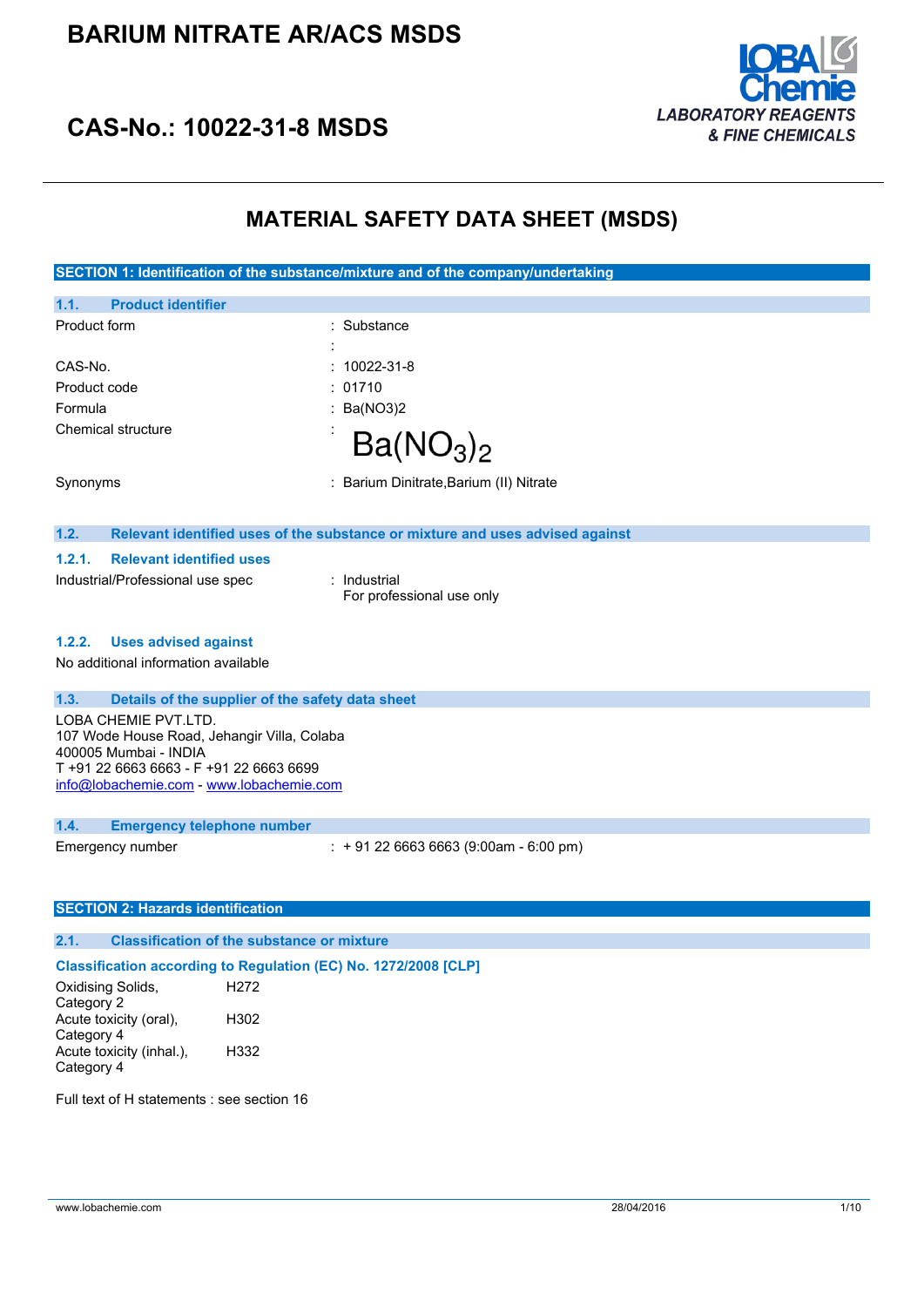# BARIUM NITRATE AR/ACS MSDS

## CAS-No.: 10022-31-8 MSDS

LOBA Chemie
*LABORATORY REAGENTS & FINE CHEMICALS*

# MATERIAL SAFETY DATA SHEET (MSDS)

## SECTION 1: Identification of the substance/mixture and of the company/undertaking

### 1.1. Product identifier

| | |
|---|---|
| Product form | : Substance |
| | : |
| CAS-No. | : 10022-31-8 |
| Product code | : 01710 |
| Formula | : Ba(NO3)2 |
| Chemical structure | : $Ba(NO_3)_2$ |
| Synonyms | : Barium Dinitrate,Barium (II) Nitrate |

### 1.2. Relevant identified uses of the substance or mixture and uses advised against

#### 1.2.1. Relevant identified uses

| | |
|---|---|
| Industrial/Professional use spec | : Industrial<br>For professional use only |

#### 1.2.2. Uses advised against

No additional information available

### 1.3. Details of the supplier of the safety data sheet

LOBA CHEMIE PVT.LTD.
107 Wode House Road, Jehangir Villa, Colaba
400005 Mumbai - INDIA
T +91 22 6663 6663 - F +91 22 6663 6699
info@lobachemie.com - www.lobachemie.com

### 1.4. Emergency telephone number

| | |
|---|---|
| Emergency number | : + 91 22 6663 6663 (9:00am - 6:00 pm) |

## SECTION 2: Hazards identification

### 2.1. Classification of the substance or mixture

**Classification according to Regulation (EC) No. 1272/2008 [CLP]**

| | |
|---|---|
| Oxidising Solids, Category 2 | H272 |
| Acute toxicity (oral), Category 4 | H302 |
| Acute toxicity (inhal.), Category 4 | H332 |

Full text of H statements : see section 16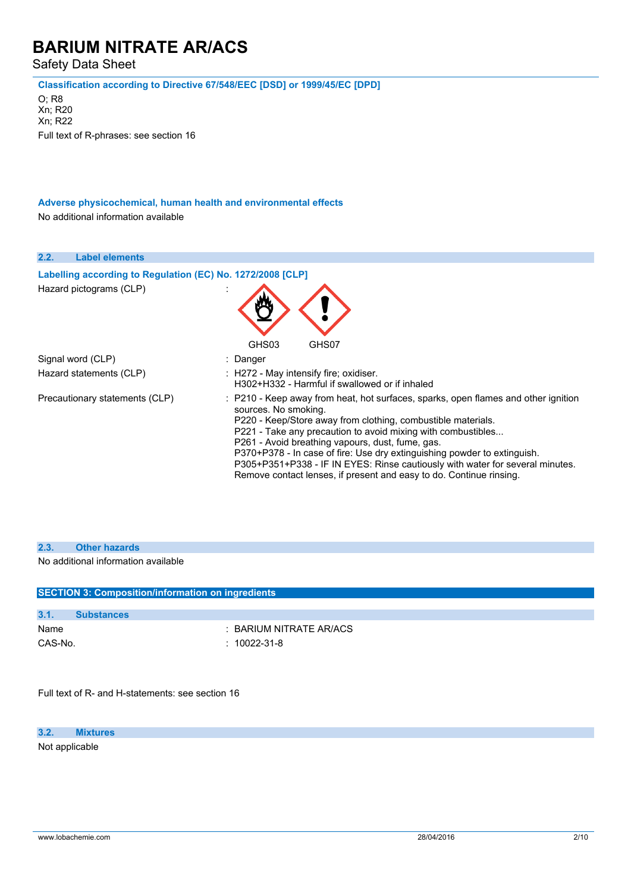**Classification according to Directive 67/548/EEC [DSD] or 1999/45/EC [DPD]**

O; R8
Xn; R20
Xn; R22
Full text of R-phrases: see section 16

**Adverse physicochemical, human health and environmental effects**

No additional information available

### 2.2. Label elements

**Labelling according to Regulation (EC) No. 1272/2008 [CLP]**

| | |
|---|---|
| Hazard pictograms (CLP) | : GHS03 GHS07 |
| Signal word (CLP) | : Danger |
| Hazard statements (CLP) | : H272 - May intensify fire; oxidiser.<br>H302+H332 - Harmful if swallowed or if inhaled |
| Precautionary statements (CLP) | : P210 - Keep away from heat, hot surfaces, sparks, open flames and other ignition sources. No smoking.<br>P220 - Keep/Store away from clothing, combustible materials.<br>P221 - Take any precaution to avoid mixing with combustibles...<br>P261 - Avoid breathing vapours, dust, fume, gas.<br>P370+P378 - In case of fire: Use dry extinguishing powder to extinguish.<br>P305+P351+P338 - IF IN EYES: Rinse cautiously with water for several minutes. Remove contact lenses, if present and easy to do. Continue rinsing. |

### 2.3. Other hazards

No additional information available

## SECTION 3: Composition/information on ingredients

### 3.1. Substances

| | |
|---|---|
| Name | : BARIUM NITRATE AR/ACS |
| CAS-No. | : 10022-31-8 |

Full text of R- and H-statements: see section 16

### 3.2. Mixtures

Not applicable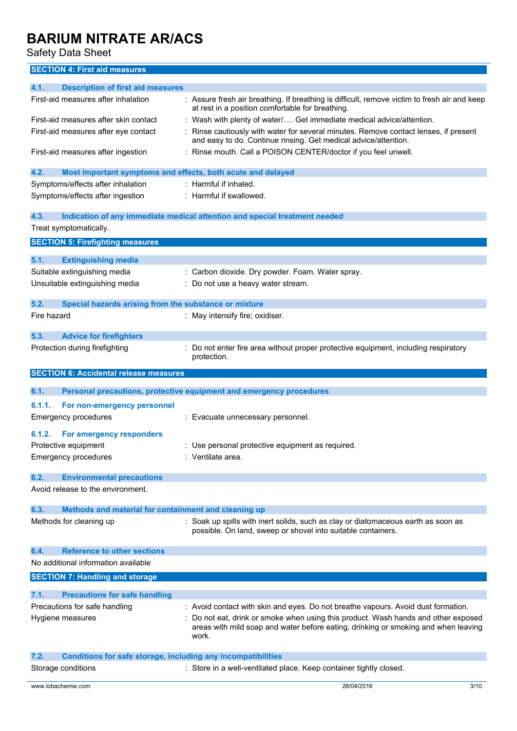## SECTION 4: First aid measures

### 4.1. Description of first aid measures

| | |
|---|---|
| First-aid measures after inhalation | : Assure fresh air breathing. If breathing is difficult, remove victim to fresh air and keep at rest in a position comfortable for breathing. |
| First-aid measures after skin contact | : Wash with plenty of water/…. Get immediate medical advice/attention. |
| First-aid measures after eye contact | : Rinse cautiously with water for several minutes. Remove contact lenses, if present and easy to do. Continue rinsing. Get medical advice/attention. |
| First-aid measures after ingestion | : Rinse mouth. Call a POISON CENTER/doctor if you feel unwell. |

### 4.2. Most important symptoms and effects, both acute and delayed

| | |
|---|---|
| Symptoms/effects after inhalation | : Harmful if inhaled. |
| Symptoms/effects after ingestion | : Harmful if swallowed. |

### 4.3. Indication of any immediate medical attention and special treatment needed

Treat symptomatically.

## SECTION 5: Firefighting measures

### 5.1. Extinguishing media

| | |
|---|---|
| Suitable extinguishing media | : Carbon dioxide. Dry powder. Foam. Water spray. |
| Unsuitable extinguishing media | : Do not use a heavy water stream. |

### 5.2. Special hazards arising from the substance or mixture

| | |
|---|---|
| Fire hazard | : May intensify fire; oxidiser. |

### 5.3. Advice for firefighters

| | |
|---|---|
| Protection during firefighting | : Do not enter fire area without proper protective equipment, including respiratory protection. |

## SECTION 6: Accidental release measures

### 6.1. Personal precautions, protective equipment and emergency procedures

#### 6.1.1. For non-emergency personnel

| | |
|---|---|
| Emergency procedures | : Evacuate unnecessary personnel. |

#### 6.1.2. For emergency responders

| | |
|---|---|
| Protective equipment | : Use personal protective equipment as required. |
| Emergency procedures | : Ventilate area. |

### 6.2. Environmental precautions

Avoid release to the environment.

### 6.3. Methods and material for containment and cleaning up

| | |
|---|---|
| Methods for cleaning up | : Soak up spills with inert solids, such as clay or diatomaceous earth as soon as possible. On land, sweep or shovel into suitable containers. |

### 6.4. Reference to other sections

No additional information available

## SECTION 7: Handling and storage

### 7.1. Precautions for safe handling

| | |
|---|---|
| Precautions for safe handling | : Avoid contact with skin and eyes. Do not breathe vapours. Avoid dust formation. |
| Hygiene measures | : Do not eat, drink or smoke when using this product. Wash hands and other exposed areas with mild soap and water before eating, drinking or smoking and when leaving work. |

### 7.2. Conditions for safe storage, including any incompatibilities

| | |
|---|---|
| Storage conditions | : Store in a well-ventilated place. Keep container tightly closed. |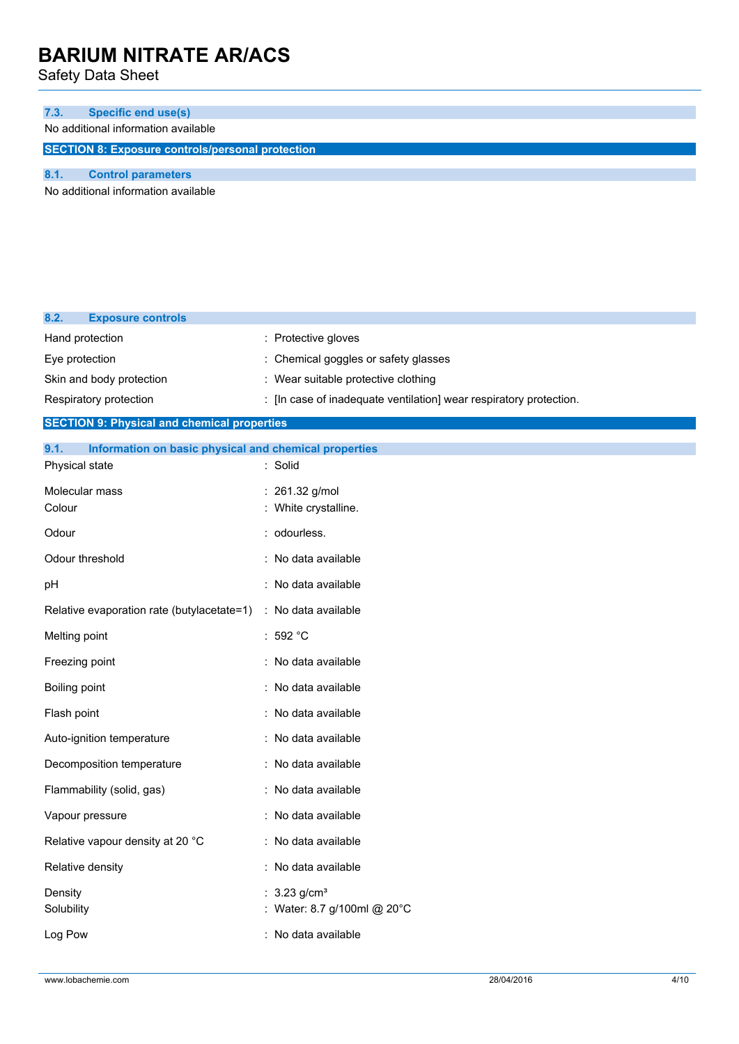### 7.3. Specific end use(s)

No additional information available

## SECTION 8: Exposure controls/personal protection

### 8.1. Control parameters

No additional information available

### 8.2. Exposure controls

| | |
|---|---|
| Hand protection | : Protective gloves |
| Eye protection | : Chemical goggles or safety glasses |
| Skin and body protection | : Wear suitable protective clothing |
| Respiratory protection | : [In case of inadequate ventilation] wear respiratory protection. |

## SECTION 9: Physical and chemical properties

### 9.1. Information on basic physical and chemical properties

| | |
|---|---|
| Physical state | : Solid |
| Molecular mass | : 261.32 g/mol |
| Colour | : White crystalline. |
| Odour | : odourless. |
| Odour threshold | : No data available |
| pH | : No data available |
| Relative evaporation rate (butylacetate=1) | : No data available |
| Melting point | : 592 °C |
| Freezing point | : No data available |
| Boiling point | : No data available |
| Flash point | : No data available |
| Auto-ignition temperature | : No data available |
| Decomposition temperature | : No data available |
| Flammability (solid, gas) | : No data available |
| Vapour pressure | : No data available |
| Relative vapour density at 20 °C | : No data available |
| Relative density | : No data available |
| Density | : 3.23 g/cm³ |
| Solubility | : Water: 8.7 g/100ml @ 20°C |
| Log Pow | : No data available |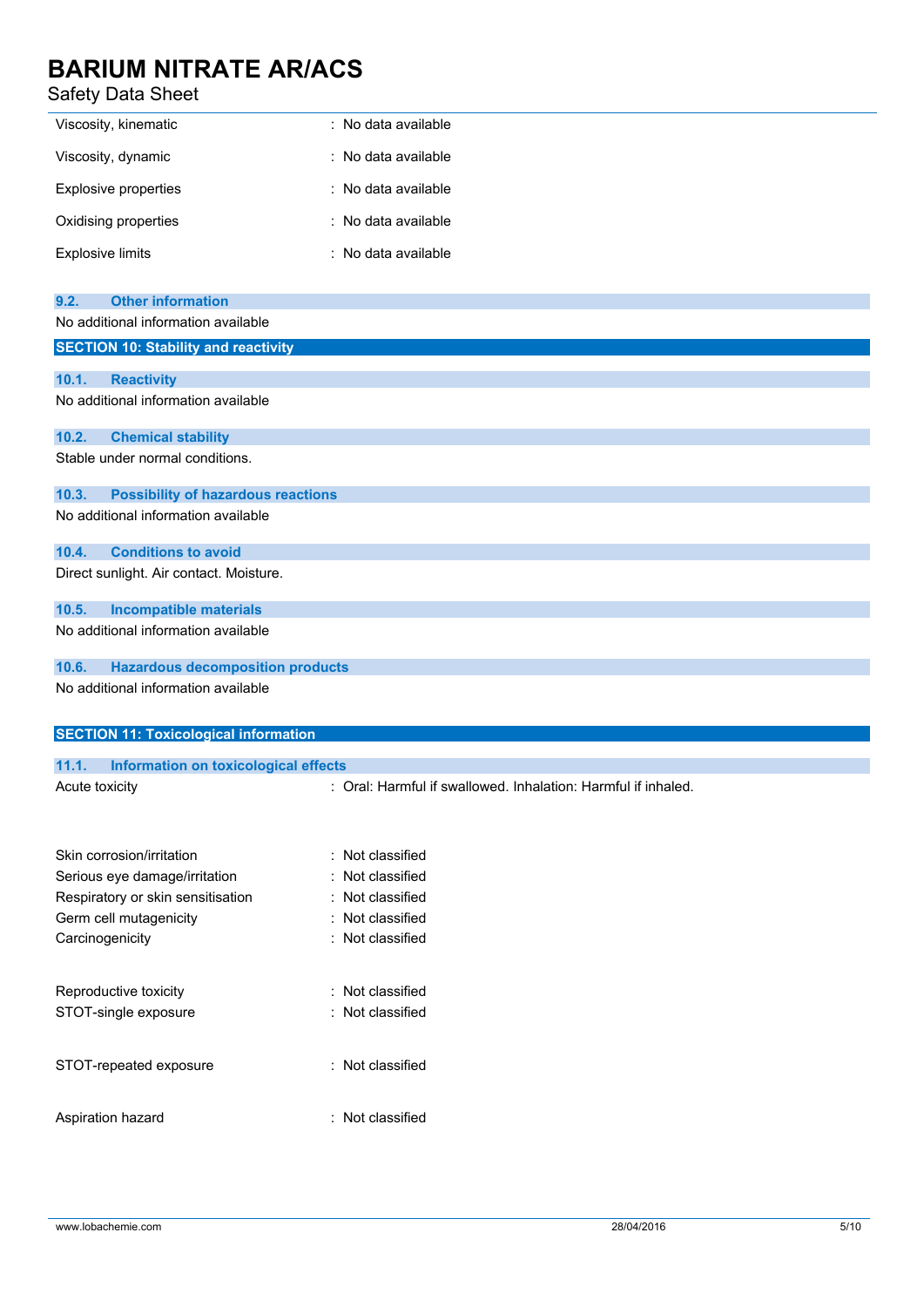| | |
|---|---|
| Viscosity, kinematic | : No data available |
| Viscosity, dynamic | : No data available |
| Explosive properties | : No data available |
| Oxidising properties | : No data available |
| Explosive limits | : No data available |

### 9.2. Other information

No additional information available

## SECTION 10: Stability and reactivity

### 10.1. Reactivity

No additional information available

### 10.2. Chemical stability

Stable under normal conditions.

### 10.3. Possibility of hazardous reactions

No additional information available

### 10.4. Conditions to avoid

Direct sunlight. Air contact. Moisture.

### 10.5. Incompatible materials

No additional information available

### 10.6. Hazardous decomposition products

No additional information available

## SECTION 11: Toxicological information

### 11.1. Information on toxicological effects

| | |
|---|---|
| Acute toxicity | : Oral: Harmful if swallowed. Inhalation: Harmful if inhaled. |
| Skin corrosion/irritation | : Not classified |
| Serious eye damage/irritation | : Not classified |
| Respiratory or skin sensitisation | : Not classified |
| Germ cell mutagenicity | : Not classified |
| Carcinogenicity | : Not classified |
| Reproductive toxicity | : Not classified |
| STOT-single exposure | : Not classified |
| STOT-repeated exposure | : Not classified |
| Aspiration hazard | : Not classified |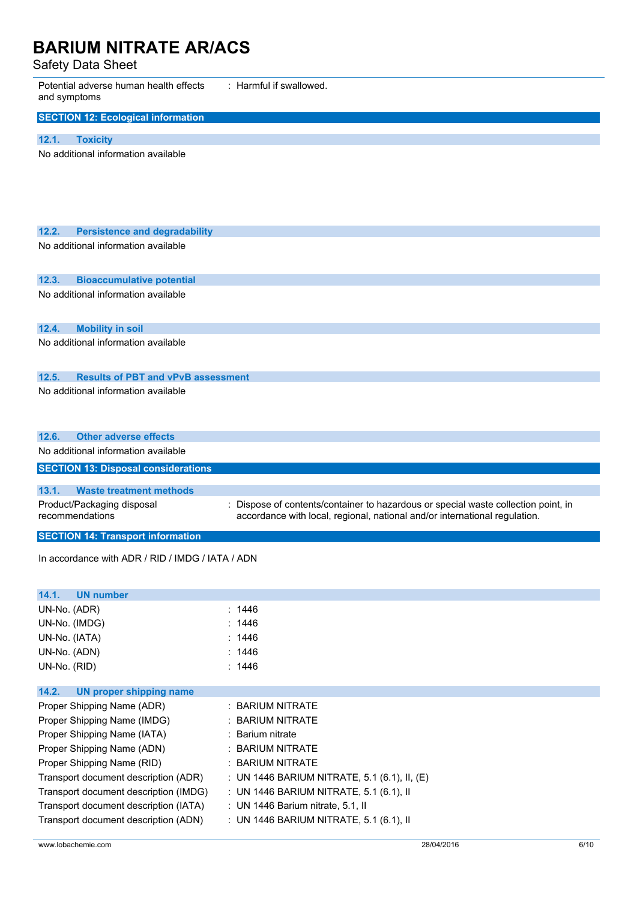| | |
|---|---|
| Potential adverse human health effects and symptoms | : Harmful if swallowed. |

## SECTION 12: Ecological information

### 12.1. Toxicity

No additional information available

### 12.2. Persistence and degradability

No additional information available

### 12.3. Bioaccumulative potential

No additional information available

### 12.4. Mobility in soil

No additional information available

### 12.5. Results of PBT and vPvB assessment

No additional information available

### 12.6. Other adverse effects

No additional information available

## SECTION 13: Disposal considerations

### 13.1. Waste treatment methods

| | |
|---|---|
| Product/Packaging disposal recommendations | : Dispose of contents/container to hazardous or special waste collection point, in accordance with local, regional, national and/or international regulation. |

## SECTION 14: Transport information

In accordance with ADR / RID / IMDG / IATA / ADN

### 14.1. UN number

| | |
|---|---|
| UN-No. (ADR) | : 1446 |
| UN-No. (IMDG) | : 1446 |
| UN-No. (IATA) | : 1446 |
| UN-No. (ADN) | : 1446 |
| UN-No. (RID) | : 1446 |

### 14.2. UN proper shipping name

| | |
|---|---|
| Proper Shipping Name (ADR) | : BARIUM NITRATE |
| Proper Shipping Name (IMDG) | : BARIUM NITRATE |
| Proper Shipping Name (IATA) | : Barium nitrate |
| Proper Shipping Name (ADN) | : BARIUM NITRATE |
| Proper Shipping Name (RID) | : BARIUM NITRATE |
| Transport document description (ADR) | : UN 1446 BARIUM NITRATE, 5.1 (6.1), II, (E) |
| Transport document description (IMDG) | : UN 1446 BARIUM NITRATE, 5.1 (6.1), II |
| Transport document description (IATA) | : UN 1446 Barium nitrate, 5.1, II |
| Transport document description (ADN) | : UN 1446 BARIUM NITRATE, 5.1 (6.1), II |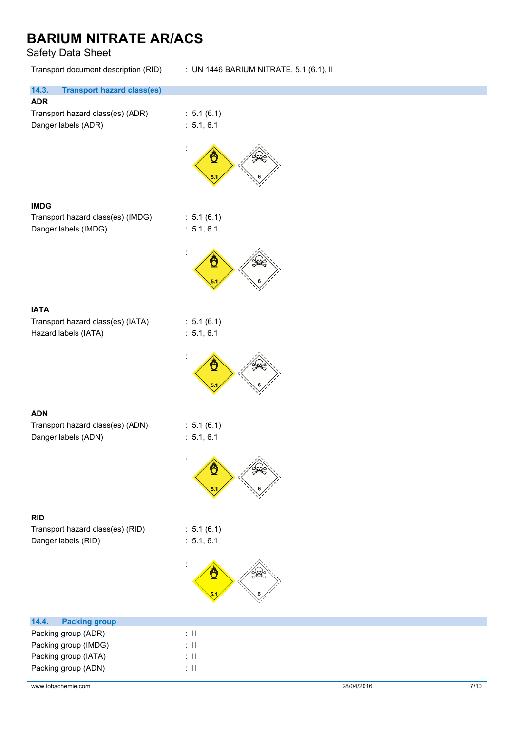Transport document description (RID) : UN 1446 BARIUM NITRATE, 5.1 (6.1), II

## 14.3. Transport hazard class(es)

**ADR**

| | |
|---|---|
| Transport hazard class(es) (ADR) | : 5.1 (6.1) |
| Danger labels (ADR) | : 5.1, 6.1 |

**IMDG**

| | |
|---|---|
| Transport hazard class(es) (IMDG) | : 5.1 (6.1) |
| Danger labels (IMDG) | : 5.1, 6.1 |

**IATA**

| | |
|---|---|
| Transport hazard class(es) (IATA) | : 5.1 (6.1) |
| Hazard labels (IATA) | : 5.1, 6.1 |

**ADN**

| | |
|---|---|
| Transport hazard class(es) (ADN) | : 5.1 (6.1) |
| Danger labels (ADN) | : 5.1, 6.1 |

**RID**

| | |
|---|---|
| Transport hazard class(es) (RID) | : 5.1 (6.1) |
| Danger labels (RID) | : 5.1, 6.1 |

## 14.4. Packing group

| | |
|---|---|
| Packing group (ADR) | : II |
| Packing group (IMDG) | : II |
| Packing group (IATA) | : II |
| Packing group (ADN) | : II |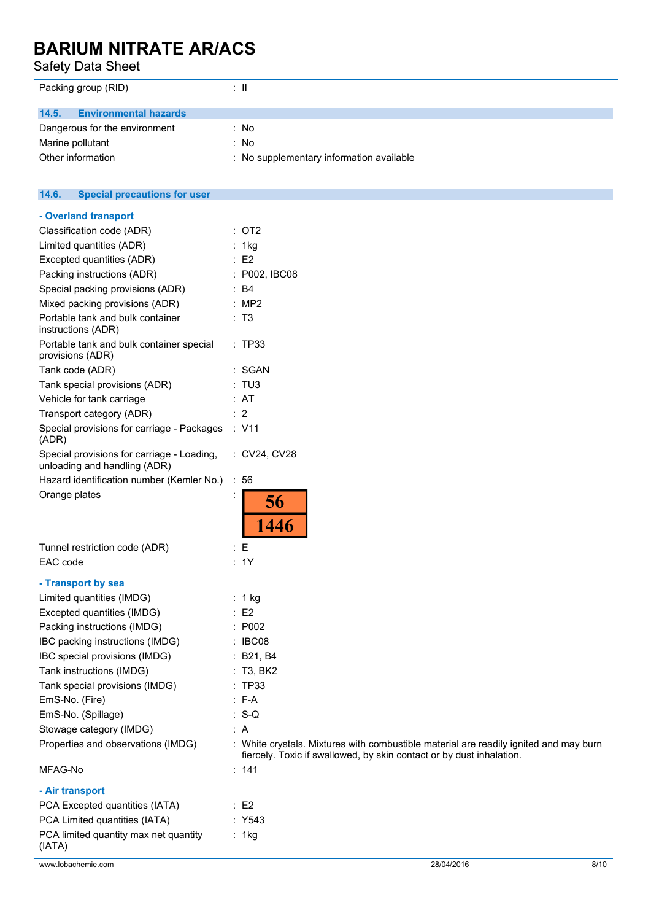Packing group (RID) : II

### 14.5. Environmental hazards

| | |
|---|---|
| Dangerous for the environment | : No |
| Marine pollutant | : No |
| Other information | : No supplementary information available |

### 14.6. Special precautions for user

**- Overland transport**

| | |
|---|---|
| Classification code (ADR) | : OT2 |
| Limited quantities (ADR) | : 1kg |
| Excepted quantities (ADR) | : E2 |
| Packing instructions (ADR) | : P002, IBC08 |
| Special packing provisions (ADR) | : B4 |
| Mixed packing provisions (ADR) | : MP2 |
| Portable tank and bulk container instructions (ADR) | : T3 |
| Portable tank and bulk container special provisions (ADR) | : TP33 |
| Tank code (ADR) | : SGAN |
| Tank special provisions (ADR) | : TU3 |
| Vehicle for tank carriage | : AT |
| Transport category (ADR) | : 2 |
| Special provisions for carriage - Packages (ADR) | : V11 |
| Special provisions for carriage - Loading, unloading and handling (ADR) | : CV24, CV28 |
| Hazard identification number (Kemler No.) | : 56 |
| Orange plates | : 56 / 1446 |
| Tunnel restriction code (ADR) | : E |
| EAC code | : 1Y |

**- Transport by sea**

| | |
|---|---|
| Limited quantities (IMDG) | : 1 kg |
| Excepted quantities (IMDG) | : E2 |
| Packing instructions (IMDG) | : P002 |
| IBC packing instructions (IMDG) | : IBC08 |
| IBC special provisions (IMDG) | : B21, B4 |
| Tank instructions (IMDG) | : T3, BK2 |
| Tank special provisions (IMDG) | : TP33 |
| EmS-No. (Fire) | : F-A |
| EmS-No. (Spillage) | : S-Q |
| Stowage category (IMDG) | : A |
| Properties and observations (IMDG) | : White crystals. Mixtures with combustible material are readily ignited and may burn fiercely. Toxic if swallowed, by skin contact or by dust inhalation. |
| MFAG-No | : 141 |

**- Air transport**

| | |
|---|---|
| PCA Excepted quantities (IATA) | : E2 |
| PCA Limited quantities (IATA) | : Y543 |
| PCA limited quantity max net quantity (IATA) | : 1kg |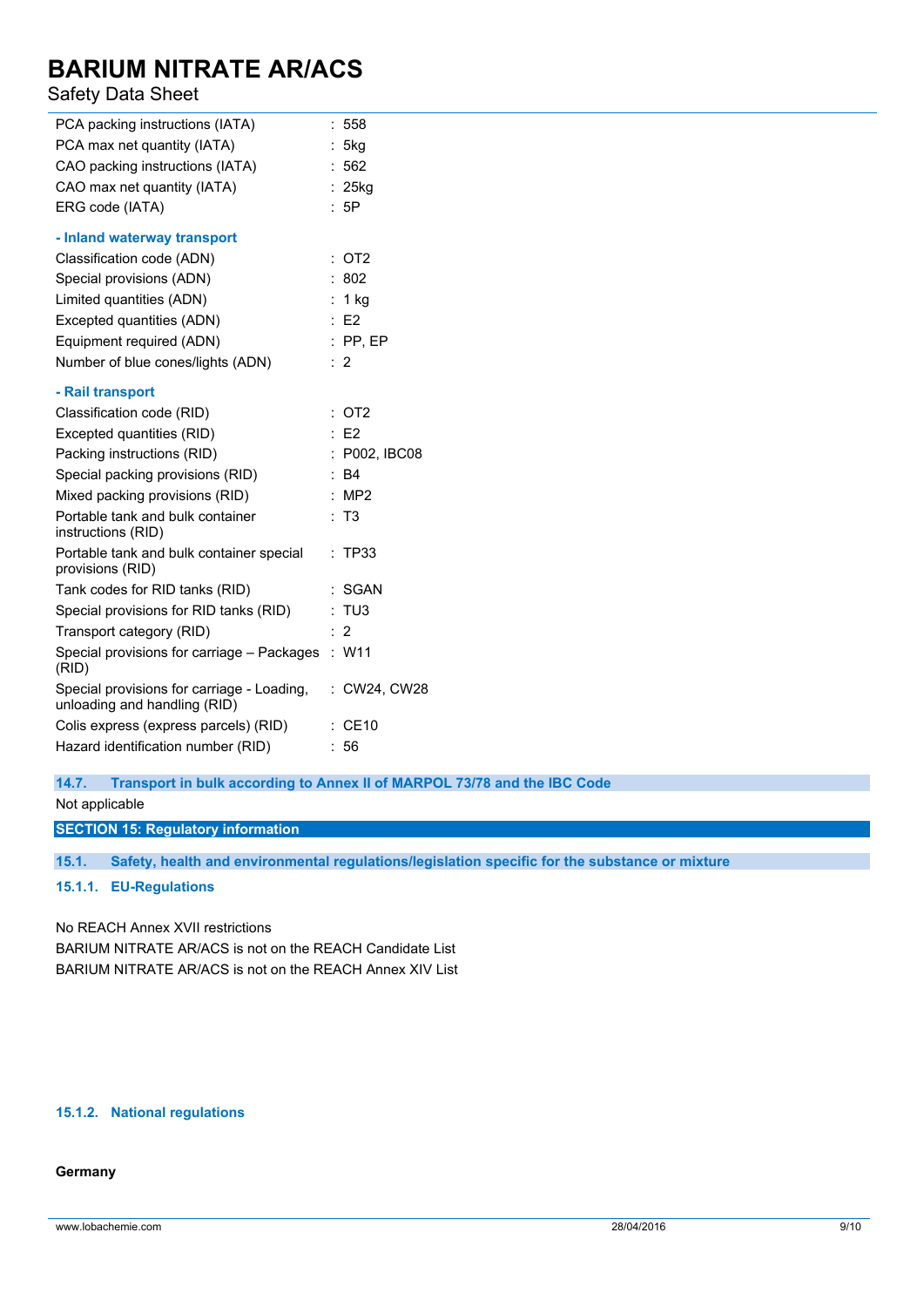| | |
|---|---|
| PCA packing instructions (IATA) | : 558 |
| PCA max net quantity (IATA) | : 5kg |
| CAO packing instructions (IATA) | : 562 |
| CAO max net quantity (IATA) | : 25kg |
| ERG code (IATA) | : 5P |

**- Inland waterway transport**

| | |
|---|---|
| Classification code (ADN) | : OT2 |
| Special provisions (ADN) | : 802 |
| Limited quantities (ADN) | : 1 kg |
| Excepted quantities (ADN) | : E2 |
| Equipment required (ADN) | : PP, EP |
| Number of blue cones/lights (ADN) | : 2 |

**- Rail transport**

| | |
|---|---|
| Classification code (RID) | : OT2 |
| Excepted quantities (RID) | : E2 |
| Packing instructions (RID) | : P002, IBC08 |
| Special packing provisions (RID) | : B4 |
| Mixed packing provisions (RID) | : MP2 |
| Portable tank and bulk container instructions (RID) | : T3 |
| Portable tank and bulk container special provisions (RID) | : TP33 |
| Tank codes for RID tanks (RID) | : SGAN |
| Special provisions for RID tanks (RID) | : TU3 |
| Transport category (RID) | : 2 |
| Special provisions for carriage – Packages (RID) | : W11 |
| Special provisions for carriage - Loading, unloading and handling (RID) | : CW24, CW28 |
| Colis express (express parcels) (RID) | : CE10 |
| Hazard identification number (RID) | : 56 |

### 14.7. Transport in bulk according to Annex II of MARPOL 73/78 and the IBC Code

Not applicable

## SECTION 15: Regulatory information

### 15.1. Safety, health and environmental regulations/legislation specific for the substance or mixture

#### 15.1.1. EU-Regulations

No REACH Annex XVII restrictions

BARIUM NITRATE AR/ACS is not on the REACH Candidate List

BARIUM NITRATE AR/ACS is not on the REACH Annex XIV List

#### 15.1.2. National regulations

**Germany**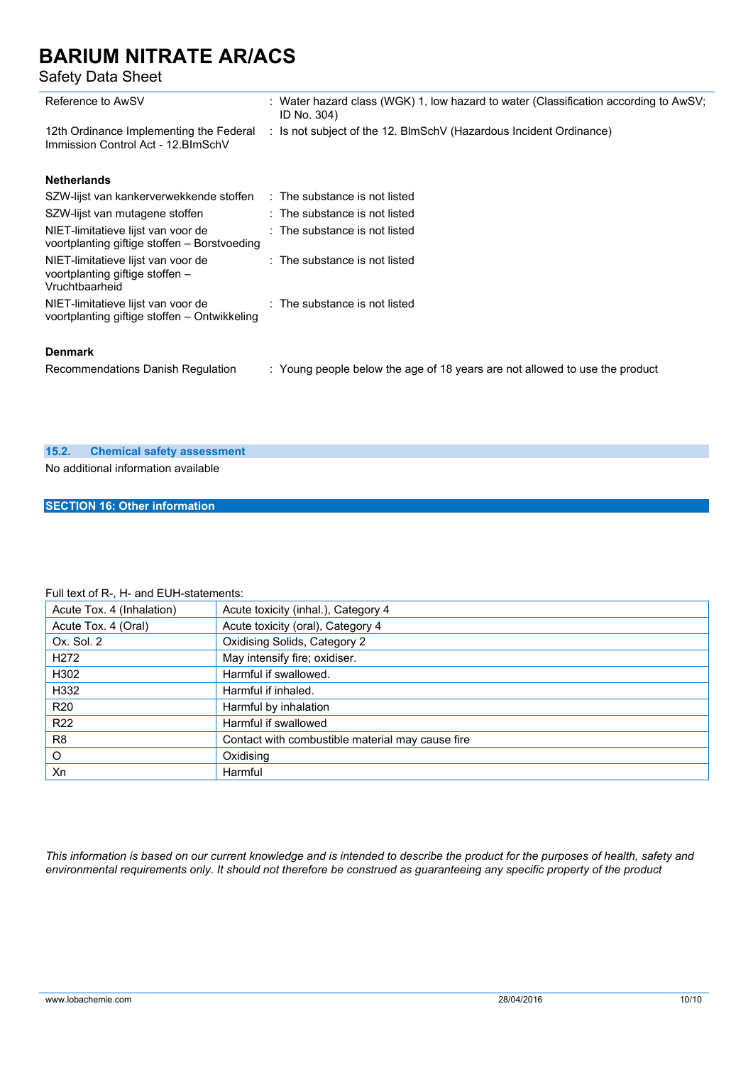| | |
|---|---|
| Reference to AwSV | : Water hazard class (WGK) 1, low hazard to water (Classification according to AwSV; ID No. 304) |
| 12th Ordinance Implementing the Federal Immission Control Act - 12.BImSchV | : Is not subject of the 12. BlmSchV (Hazardous Incident Ordinance) |

**Netherlands**

| | |
|---|---|
| SZW-lijst van kankerverwekkende stoffen | : The substance is not listed |
| SZW-lijst van mutagene stoffen | : The substance is not listed |
| NIET-limitatieve lijst van voor de voortplanting giftige stoffen – Borstvoeding | : The substance is not listed |
| NIET-limitatieve lijst van voor de voortplanting giftige stoffen – Vruchtbaarheid | : The substance is not listed |
| NIET-limitatieve lijst van voor de voortplanting giftige stoffen – Ontwikkeling | : The substance is not listed |

**Denmark**

| | |
|---|---|
| Recommendations Danish Regulation | : Young people below the age of 18 years are not allowed to use the product |

### 15.2. Chemical safety assessment

No additional information available

## SECTION 16: Other information

Full text of R-, H- and EUH-statements:

| | |
|---|---|
| Acute Tox. 4 (Inhalation) | Acute toxicity (inhal.), Category 4 |
| Acute Tox. 4 (Oral) | Acute toxicity (oral), Category 4 |
| Ox. Sol. 2 | Oxidising Solids, Category 2 |
| H272 | May intensify fire; oxidiser. |
| H302 | Harmful if swallowed. |
| H332 | Harmful if inhaled. |
| R20 | Harmful by inhalation |
| R22 | Harmful if swallowed |
| R8 | Contact with combustible material may cause fire |
| O | Oxidising |
| Xn | Harmful |

*This information is based on our current knowledge and is intended to describe the product for the purposes of health, safety and environmental requirements only. It should not therefore be construed as guaranteeing any specific property of the product*